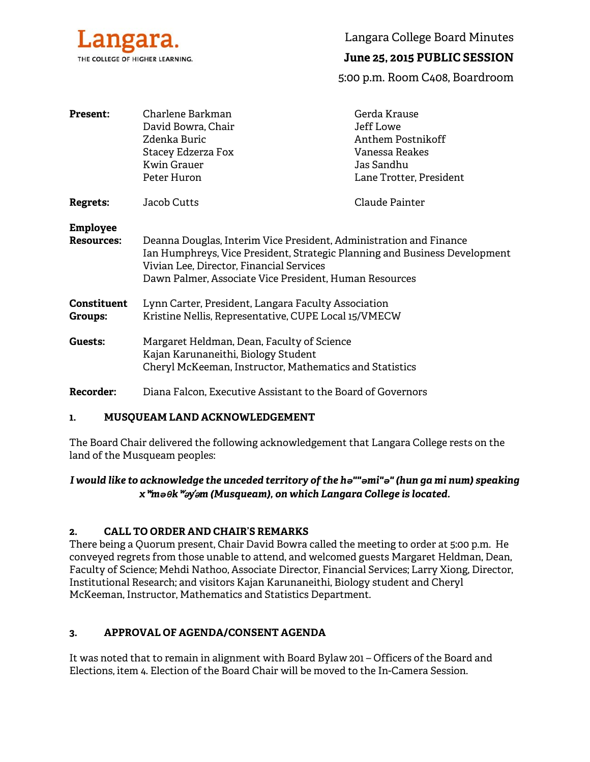Langara. THE COLLEGE OF HIGHER LEARNING.

# Langara College Board Minutes

## June 25, 2015 PUBLIC SESSION

5:00 p.m. Room C408, Boardroom

| | | |
|---|---|---|
| **Present:** | Charlene Barkman<br>David Bowra, Chair<br>Zdenka Buric<br>Stacey Edzerza Fox<br>Kwin Grauer<br>Peter Huron | Gerda Krause<br>Jeff Lowe<br>Anthem Postnikoff<br>Vanessa Reakes<br>Jas Sandhu<br>Lane Trotter, President |
| **Regrets:** | Jacob Cutts | Claude Painter |
| **Employee Resources:** | Deanna Douglas, Interim Vice President, Administration and Finance<br>Ian Humphreys, Vice President, Strategic Planning and Business Development<br>Vivian Lee, Director, Financial Services<br>Dawn Palmer, Associate Vice President, Human Resources | |
| **Constituent Groups:** | Lynn Carter, President, Langara Faculty Association<br>Kristine Nellis, Representative, CUPE Local 15/VMECW | |
| **Guests:** | Margaret Heldman, Dean, Faculty of Science<br>Kajan Karunaneithi, Biology Student<br>Cheryl McKeeman, Instructor, Mathematics and Statistics | |
| **Recorder:** | Diana Falcon, Executive Assistant to the Board of Governors | |

### 1. MUSQUEAM LAND ACKNOWLEDGEMENT

The Board Chair delivered the following acknowledgement that Langara College rests on the land of the Musqueam peoples:

***I would like to acknowledge the unceded territory of the hə""əmi"ə" (hun ga mi num) speaking xʷməθkʷəy̓əm (Musqueam), on which Langara College is located.***

### 2. CALL TO ORDER AND CHAIR'S REMARKS

There being a Quorum present, Chair David Bowra called the meeting to order at 5:00 p.m. He conveyed regrets from those unable to attend, and welcomed guests Margaret Heldman, Dean, Faculty of Science; Mehdi Nathoo, Associate Director, Financial Services; Larry Xiong, Director, Institutional Research; and visitors Kajan Karunaneithi, Biology student and Cheryl McKeeman, Instructor, Mathematics and Statistics Department.

### 3. APPROVAL OF AGENDA/CONSENT AGENDA

It was noted that to remain in alignment with Board Bylaw 201 – Officers of the Board and Elections, item 4. Election of the Board Chair will be moved to the In-Camera Session.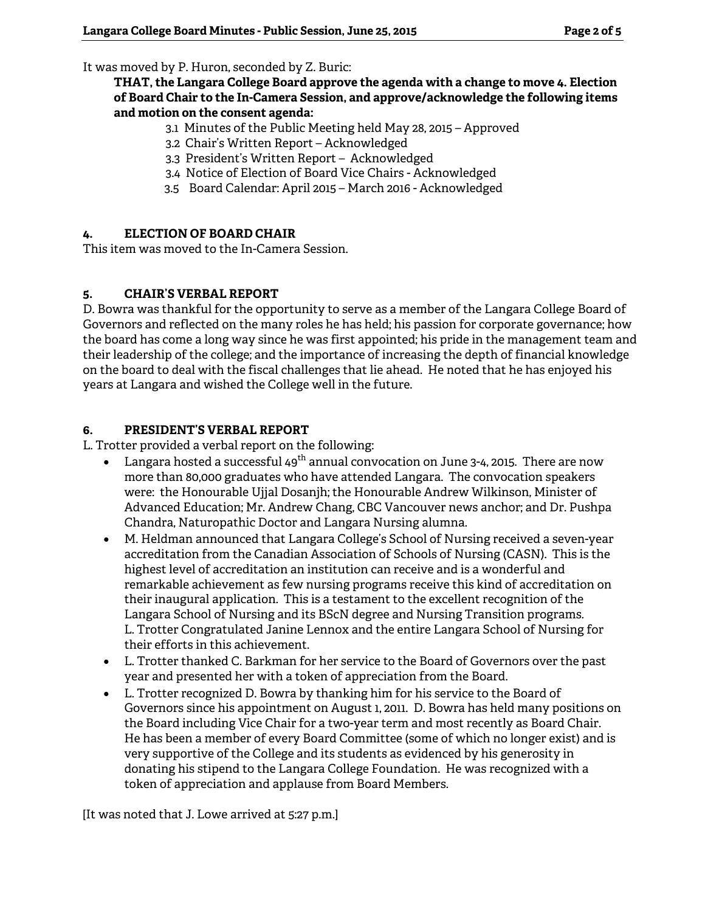It was moved by P. Huron, seconded by Z. Buric:

**THAT, the Langara College Board approve the agenda with a change to move 4. Election of Board Chair to the In-Camera Session, and approve/acknowledge the following items and motion on the consent agenda:**

3.1 Minutes of the Public Meeting held May 28, 2015 – Approved
3.2 Chair's Written Report – Acknowledged
3.3 President's Written Report – Acknowledged
3.4 Notice of Election of Board Vice Chairs - Acknowledged
3.5 Board Calendar: April 2015 – March 2016 - Acknowledged

## 4. ELECTION OF BOARD CHAIR

This item was moved to the In-Camera Session.

## 5. CHAIR'S VERBAL REPORT

D. Bowra was thankful for the opportunity to serve as a member of the Langara College Board of Governors and reflected on the many roles he has held; his passion for corporate governance; how the board has come a long way since he was first appointed; his pride in the management team and their leadership of the college; and the importance of increasing the depth of financial knowledge on the board to deal with the fiscal challenges that lie ahead. He noted that he has enjoyed his years at Langara and wished the College well in the future.

## 6. PRESIDENT'S VERBAL REPORT

L. Trotter provided a verbal report on the following:

- Langara hosted a successful 49th annual convocation on June 3-4, 2015. There are now more than 80,000 graduates who have attended Langara. The convocation speakers were: the Honourable Ujjal Dosanjh; the Honourable Andrew Wilkinson, Minister of Advanced Education; Mr. Andrew Chang, CBC Vancouver news anchor; and Dr. Pushpa Chandra, Naturopathic Doctor and Langara Nursing alumna.
- M. Heldman announced that Langara College's School of Nursing received a seven-year accreditation from the Canadian Association of Schools of Nursing (CASN). This is the highest level of accreditation an institution can receive and is a wonderful and remarkable achievement as few nursing programs receive this kind of accreditation on their inaugural application. This is a testament to the excellent recognition of the Langara School of Nursing and its BScN degree and Nursing Transition programs. L. Trotter Congratulated Janine Lennox and the entire Langara School of Nursing for their efforts in this achievement.
- L. Trotter thanked C. Barkman for her service to the Board of Governors over the past year and presented her with a token of appreciation from the Board.
- L. Trotter recognized D. Bowra by thanking him for his service to the Board of Governors since his appointment on August 1, 2011. D. Bowra has held many positions on the Board including Vice Chair for a two-year term and most recently as Board Chair. He has been a member of every Board Committee (some of which no longer exist) and is very supportive of the College and its students as evidenced by his generosity in donating his stipend to the Langara College Foundation. He was recognized with a token of appreciation and applause from Board Members.

[It was noted that J. Lowe arrived at 5:27 p.m.]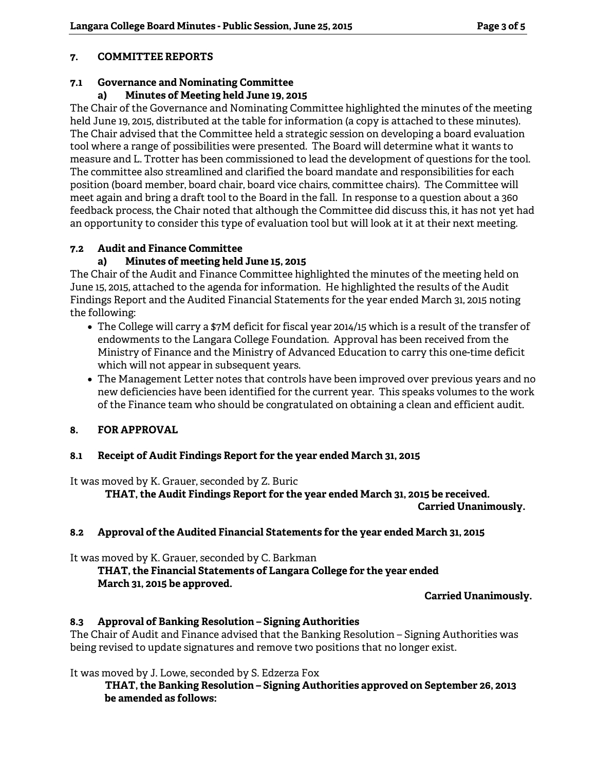## 7. COMMITTEE REPORTS

### 7.1 Governance and Nominating Committee

#### a) Minutes of Meeting held June 19, 2015

The Chair of the Governance and Nominating Committee highlighted the minutes of the meeting held June 19, 2015, distributed at the table for information (a copy is attached to these minutes). The Chair advised that the Committee held a strategic session on developing a board evaluation tool where a range of possibilities were presented. The Board will determine what it wants to measure and L. Trotter has been commissioned to lead the development of questions for the tool. The committee also streamlined and clarified the board mandate and responsibilities for each position (board member, board chair, board vice chairs, committee chairs). The Committee will meet again and bring a draft tool to the Board in the fall. In response to a question about a 360 feedback process, the Chair noted that although the Committee did discuss this, it has not yet had an opportunity to consider this type of evaluation tool but will look at it at their next meeting.

### 7.2 Audit and Finance Committee

#### a) Minutes of meeting held June 15, 2015

The Chair of the Audit and Finance Committee highlighted the minutes of the meeting held on June 15, 2015, attached to the agenda for information. He highlighted the results of the Audit Findings Report and the Audited Financial Statements for the year ended March 31, 2015 noting the following:

- The College will carry a $7M deficit for fiscal year 2014/15 which is a result of the transfer of endowments to the Langara College Foundation. Approval has been received from the Ministry of Finance and the Ministry of Advanced Education to carry this one-time deficit which will not appear in subsequent years.
- The Management Letter notes that controls have been improved over previous years and no new deficiencies have been identified for the current year. This speaks volumes to the work of the Finance team who should be congratulated on obtaining a clean and efficient audit.

## 8. FOR APPROVAL

### 8.1 Receipt of Audit Findings Report for the year ended March 31, 2015

It was moved by K. Grauer, seconded by Z. Buric

**THAT, the Audit Findings Report for the year ended March 31, 2015 be received.**

**Carried Unanimously.**

### 8.2 Approval of the Audited Financial Statements for the year ended March 31, 2015

It was moved by K. Grauer, seconded by C. Barkman

**THAT, the Financial Statements of Langara College for the year ended March 31, 2015 be approved.**

**Carried Unanimously.**

### 8.3 Approval of Banking Resolution – Signing Authorities

The Chair of Audit and Finance advised that the Banking Resolution – Signing Authorities was being revised to update signatures and remove two positions that no longer exist.

It was moved by J. Lowe, seconded by S. Edzerza Fox

**THAT, the Banking Resolution – Signing Authorities approved on September 26, 2013 be amended as follows:**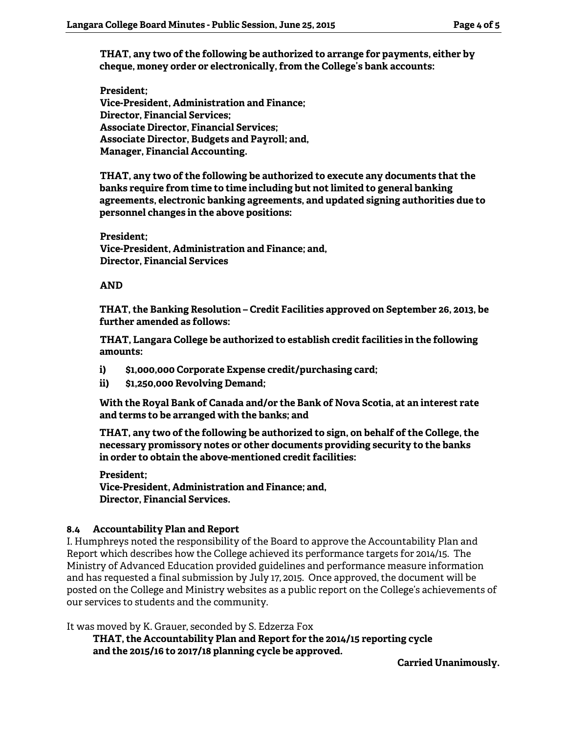**THAT, any two of the following be authorized to arrange for payments, either by cheque, money order or electronically, from the College's bank accounts:**

**President;**
**Vice-President, Administration and Finance;**
**Director, Financial Services;**
**Associate Director, Financial Services;**
**Associate Director, Budgets and Payroll; and,**
**Manager, Financial Accounting.**

**THAT, any two of the following be authorized to execute any documents that the banks require from time to time including but not limited to general banking agreements, electronic banking agreements, and updated signing authorities due to personnel changes in the above positions:**

**President;**
**Vice-President, Administration and Finance; and,**
**Director, Financial Services**

**AND**

**THAT, the Banking Resolution – Credit Facilities approved on September 26, 2013, be further amended as follows:**

**THAT, Langara College be authorized to establish credit facilities in the following amounts:**

- **i) $1,000,000 Corporate Expense credit/purchasing card;**
- **ii) $1,250,000 Revolving Demand;**

**With the Royal Bank of Canada and/or the Bank of Nova Scotia, at an interest rate and terms to be arranged with the banks; and**

**THAT, any two of the following be authorized to sign, on behalf of the College, the necessary promissory notes or other documents providing security to the banks in order to obtain the above-mentioned credit facilities:**

**President;**
**Vice-President, Administration and Finance; and,**
**Director, Financial Services.**

### 8.4 Accountability Plan and Report

I. Humphreys noted the responsibility of the Board to approve the Accountability Plan and Report which describes how the College achieved its performance targets for 2014/15. The Ministry of Advanced Education provided guidelines and performance measure information and has requested a final submission by July 17, 2015. Once approved, the document will be posted on the College and Ministry websites as a public report on the College's achievements of our services to students and the community.

It was moved by K. Grauer, seconded by S. Edzerza Fox

**THAT, the Accountability Plan and Report for the 2014/15 reporting cycle and the 2015/16 to 2017/18 planning cycle be approved.**

**Carried Unanimously.**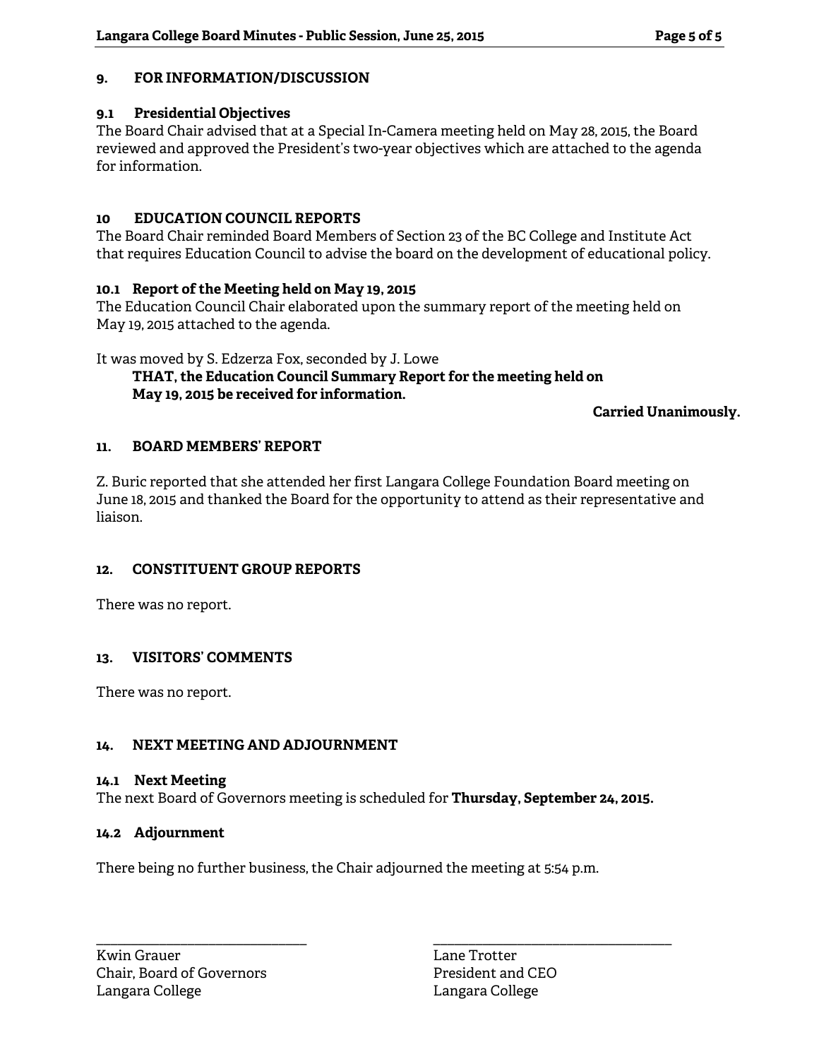## 9. FOR INFORMATION/DISCUSSION

### 9.1 Presidential Objectives

The Board Chair advised that at a Special In-Camera meeting held on May 28, 2015, the Board reviewed and approved the President's two-year objectives which are attached to the agenda for information.

## 10 EDUCATION COUNCIL REPORTS

The Board Chair reminded Board Members of Section 23 of the BC College and Institute Act that requires Education Council to advise the board on the development of educational policy.

### 10.1 Report of the Meeting held on May 19, 2015

The Education Council Chair elaborated upon the summary report of the meeting held on May 19, 2015 attached to the agenda.

It was moved by S. Edzerza Fox, seconded by J. Lowe

> **THAT, the Education Council Summary Report for the meeting held on May 19, 2015 be received for information.**

**Carried Unanimously.**

## 11. BOARD MEMBERS' REPORT

Z. Buric reported that she attended her first Langara College Foundation Board meeting on June 18, 2015 and thanked the Board for the opportunity to attend as their representative and liaison.

## 12. CONSTITUENT GROUP REPORTS

There was no report.

## 13. VISITORS' COMMENTS

There was no report.

## 14. NEXT MEETING AND ADJOURNMENT

### 14.1 Next Meeting

The next Board of Governors meeting is scheduled for **Thursday, September 24, 2015.**

### 14.2 Adjournment

There being no further business, the Chair adjourned the meeting at 5:54 p.m.

\_\_\_\_\_\_\_\_\_\_\_\_\_\_\_\_\_\_\_\_\_\_\_\_\_\_\_\_\_\_
Kwin Grauer
Chair, Board of Governors
Langara College

\_\_\_\_\_\_\_\_\_\_\_\_\_\_\_\_\_\_\_\_\_\_\_\_\_\_\_\_\_\_
Lane Trotter
President and CEO
Langara College